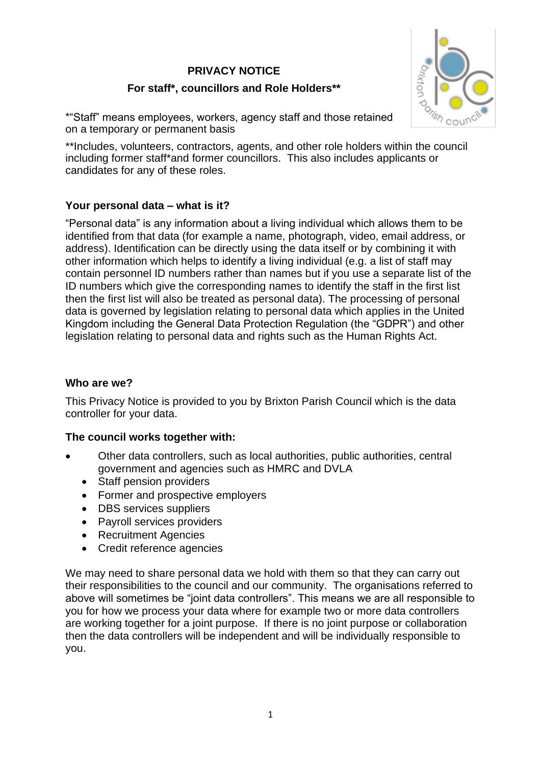# PRIVACY NOTICE

## For staff*, councillors and Role Holders**

*"Staff" means employees, workers, agency staff and those retained on a temporary or permanent basis

**Includes, volunteers, contractors, agents, and other role holders within the council including former staff*and former councillors. This also includes applicants or candidates for any of these roles.

### Your personal data – what is it?

"Personal data" is any information about a living individual which allows them to be identified from that data (for example a name, photograph, video, email address, or address). Identification can be directly using the data itself or by combining it with other information which helps to identify a living individual (e.g. a list of staff may contain personnel ID numbers rather than names but if you use a separate list of the ID numbers which give the corresponding names to identify the staff in the first list then the first list will also be treated as personal data). The processing of personal data is governed by legislation relating to personal data which applies in the United Kingdom including the General Data Protection Regulation (the "GDPR") and other legislation relating to personal data and rights such as the Human Rights Act.

### Who are we?

This Privacy Notice is provided to you by Brixton Parish Council which is the data controller for your data.

### The council works together with:

- Other data controllers, such as local authorities, public authorities, central government and agencies such as HMRC and DVLA
- Staff pension providers
- Former and prospective employers
- DBS services suppliers
- Payroll services providers
- Recruitment Agencies
- Credit reference agencies

We may need to share personal data we hold with them so that they can carry out their responsibilities to the council and our community. The organisations referred to above will sometimes be "joint data controllers". This means we are all responsible to you for how we process your data where for example two or more data controllers are working together for a joint purpose. If there is no joint purpose or collaboration then the data controllers will be independent and will be individually responsible to you.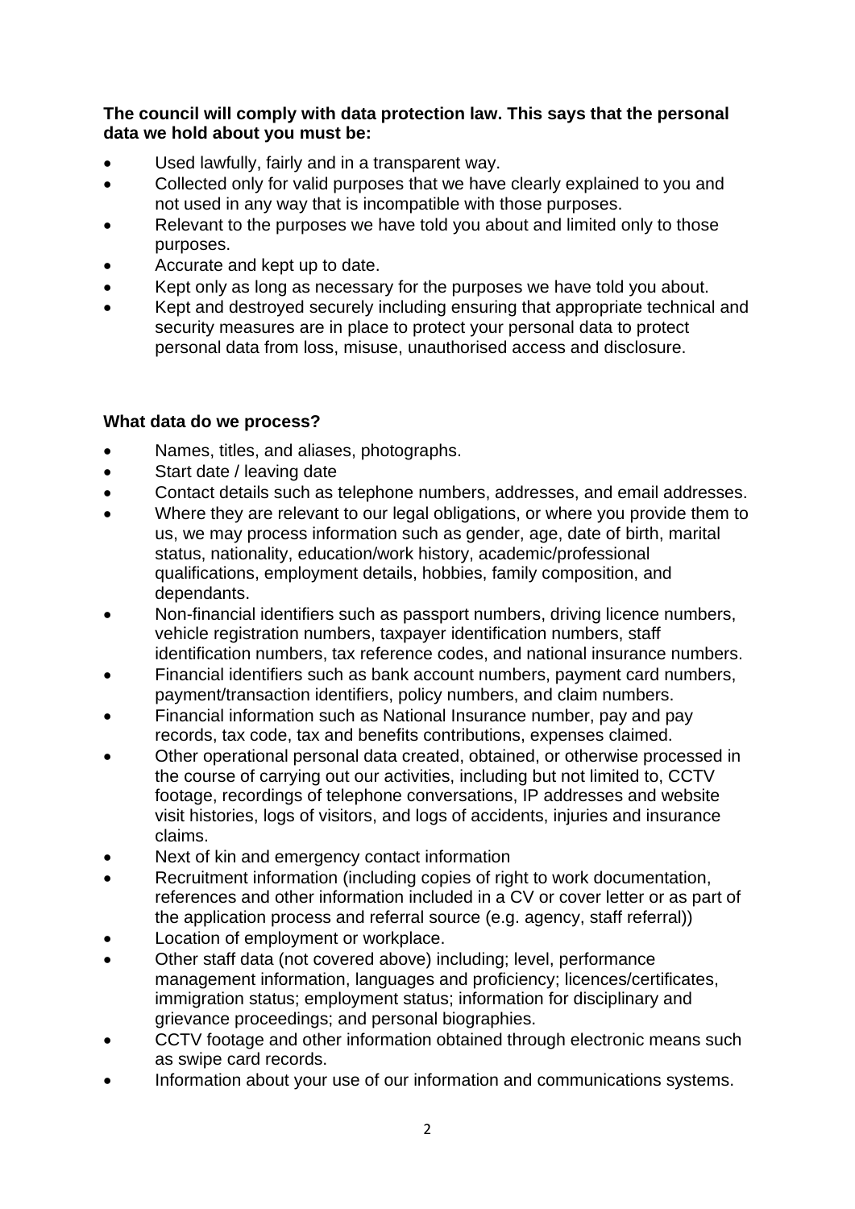**The council will comply with data protection law. This says that the personal data we hold about you must be:**

- Used lawfully, fairly and in a transparent way.
- Collected only for valid purposes that we have clearly explained to you and not used in any way that is incompatible with those purposes.
- Relevant to the purposes we have told you about and limited only to those purposes.
- Accurate and kept up to date.
- Kept only as long as necessary for the purposes we have told you about.
- Kept and destroyed securely including ensuring that appropriate technical and security measures are in place to protect your personal data to protect personal data from loss, misuse, unauthorised access and disclosure.

**What data do we process?**

- Names, titles, and aliases, photographs.
- Start date / leaving date
- Contact details such as telephone numbers, addresses, and email addresses.
- Where they are relevant to our legal obligations, or where you provide them to us, we may process information such as gender, age, date of birth, marital status, nationality, education/work history, academic/professional qualifications, employment details, hobbies, family composition, and dependants.
- Non-financial identifiers such as passport numbers, driving licence numbers, vehicle registration numbers, taxpayer identification numbers, staff identification numbers, tax reference codes, and national insurance numbers.
- Financial identifiers such as bank account numbers, payment card numbers, payment/transaction identifiers, policy numbers, and claim numbers.
- Financial information such as National Insurance number, pay and pay records, tax code, tax and benefits contributions, expenses claimed.
- Other operational personal data created, obtained, or otherwise processed in the course of carrying out our activities, including but not limited to, CCTV footage, recordings of telephone conversations, IP addresses and website visit histories, logs of visitors, and logs of accidents, injuries and insurance claims.
- Next of kin and emergency contact information
- Recruitment information (including copies of right to work documentation, references and other information included in a CV or cover letter or as part of the application process and referral source (e.g. agency, staff referral))
- Location of employment or workplace.
- Other staff data (not covered above) including; level, performance management information, languages and proficiency; licences/certificates, immigration status; employment status; information for disciplinary and grievance proceedings; and personal biographies.
- CCTV footage and other information obtained through electronic means such as swipe card records.
- Information about your use of our information and communications systems.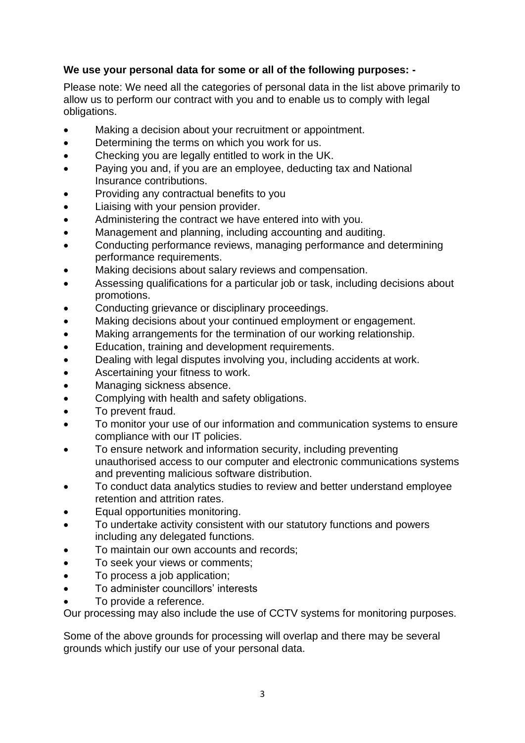**We use your personal data for some or all of the following purposes: -**

Please note: We need all the categories of personal data in the list above primarily to allow us to perform our contract with you and to enable us to comply with legal obligations.

- Making a decision about your recruitment or appointment.
- Determining the terms on which you work for us.
- Checking you are legally entitled to work in the UK.
- Paying you and, if you are an employee, deducting tax and National Insurance contributions.
- Providing any contractual benefits to you
- Liaising with your pension provider.
- Administering the contract we have entered into with you.
- Management and planning, including accounting and auditing.
- Conducting performance reviews, managing performance and determining performance requirements.
- Making decisions about salary reviews and compensation.
- Assessing qualifications for a particular job or task, including decisions about promotions.
- Conducting grievance or disciplinary proceedings.
- Making decisions about your continued employment or engagement.
- Making arrangements for the termination of our working relationship.
- Education, training and development requirements.
- Dealing with legal disputes involving you, including accidents at work.
- Ascertaining your fitness to work.
- Managing sickness absence.
- Complying with health and safety obligations.
- To prevent fraud.
- To monitor your use of our information and communication systems to ensure compliance with our IT policies.
- To ensure network and information security, including preventing unauthorised access to our computer and electronic communications systems and preventing malicious software distribution.
- To conduct data analytics studies to review and better understand employee retention and attrition rates.
- Equal opportunities monitoring.
- To undertake activity consistent with our statutory functions and powers including any delegated functions.
- To maintain our own accounts and records;
- To seek your views or comments;
- To process a job application;
- To administer councillors' interests
- To provide a reference.

Our processing may also include the use of CCTV systems for monitoring purposes.

Some of the above grounds for processing will overlap and there may be several grounds which justify our use of your personal data.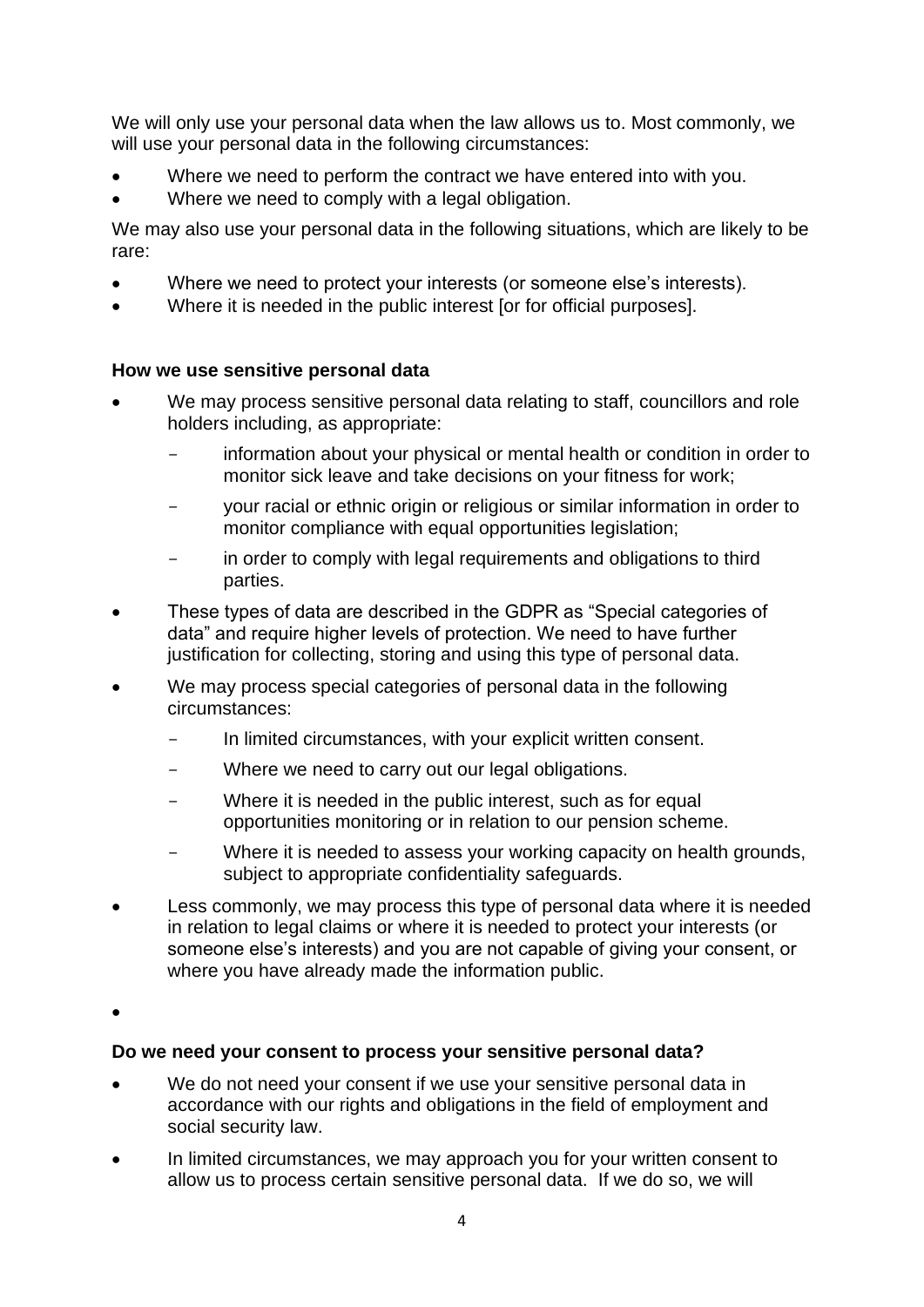We will only use your personal data when the law allows us to. Most commonly, we will use your personal data in the following circumstances:

- Where we need to perform the contract we have entered into with you.
- Where we need to comply with a legal obligation.

We may also use your personal data in the following situations, which are likely to be rare:

- Where we need to protect your interests (or someone else's interests).
- Where it is needed in the public interest [or for official purposes].

**How we use sensitive personal data**

- We may process sensitive personal data relating to staff, councillors and role holders including, as appropriate:
  - information about your physical or mental health or condition in order to monitor sick leave and take decisions on your fitness for work;
  - your racial or ethnic origin or religious or similar information in order to monitor compliance with equal opportunities legislation;
  - in order to comply with legal requirements and obligations to third parties.
- These types of data are described in the GDPR as "Special categories of data" and require higher levels of protection. We need to have further justification for collecting, storing and using this type of personal data.
- We may process special categories of personal data in the following circumstances:
  - In limited circumstances, with your explicit written consent.
  - Where we need to carry out our legal obligations.
  - Where it is needed in the public interest, such as for equal opportunities monitoring or in relation to our pension scheme.
  - Where it is needed to assess your working capacity on health grounds, subject to appropriate confidentiality safeguards.
- Less commonly, we may process this type of personal data where it is needed in relation to legal claims or where it is needed to protect your interests (or someone else's interests) and you are not capable of giving your consent, or where you have already made the information public.

**Do we need your consent to process your sensitive personal data?**

- We do not need your consent if we use your sensitive personal data in accordance with our rights and obligations in the field of employment and social security law.
- In limited circumstances, we may approach you for your written consent to allow us to process certain sensitive personal data. If we do so, we will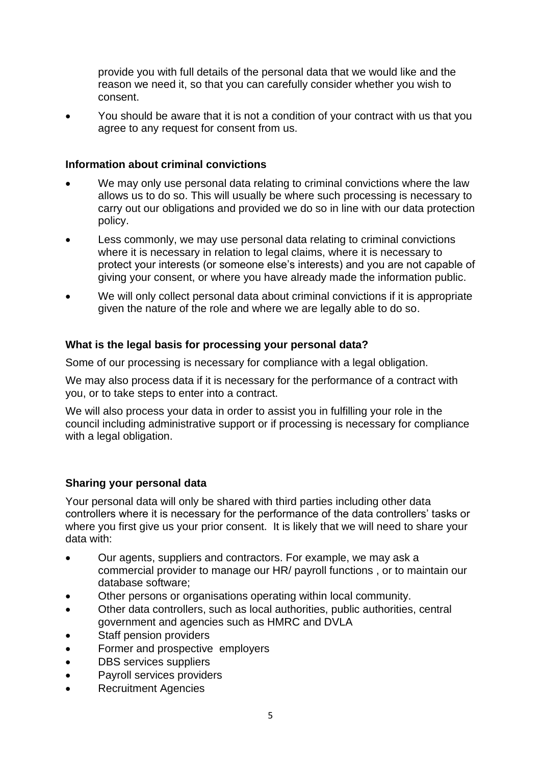provide you with full details of the personal data that we would like and the reason we need it, so that you can carefully consider whether you wish to consent.

- You should be aware that it is not a condition of your contract with us that you agree to any request for consent from us.

**Information about criminal convictions**

- We may only use personal data relating to criminal convictions where the law allows us to do so. This will usually be where such processing is necessary to carry out our obligations and provided we do so in line with our data protection policy.
- Less commonly, we may use personal data relating to criminal convictions where it is necessary in relation to legal claims, where it is necessary to protect your interests (or someone else's interests) and you are not capable of giving your consent, or where you have already made the information public.
- We will only collect personal data about criminal convictions if it is appropriate given the nature of the role and where we are legally able to do so.

**What is the legal basis for processing your personal data?**

Some of our processing is necessary for compliance with a legal obligation.

We may also process data if it is necessary for the performance of a contract with you, or to take steps to enter into a contract.

We will also process your data in order to assist you in fulfilling your role in the council including administrative support or if processing is necessary for compliance with a legal obligation.

**Sharing your personal data**

Your personal data will only be shared with third parties including other data controllers where it is necessary for the performance of the data controllers' tasks or where you first give us your prior consent. It is likely that we will need to share your data with:

- Our agents, suppliers and contractors. For example, we may ask a commercial provider to manage our HR/ payroll functions , or to maintain our database software;
- Other persons or organisations operating within local community.
- Other data controllers, such as local authorities, public authorities, central government and agencies such as HMRC and DVLA
- Staff pension providers
- Former and prospective employers
- DBS services suppliers
- Payroll services providers
- Recruitment Agencies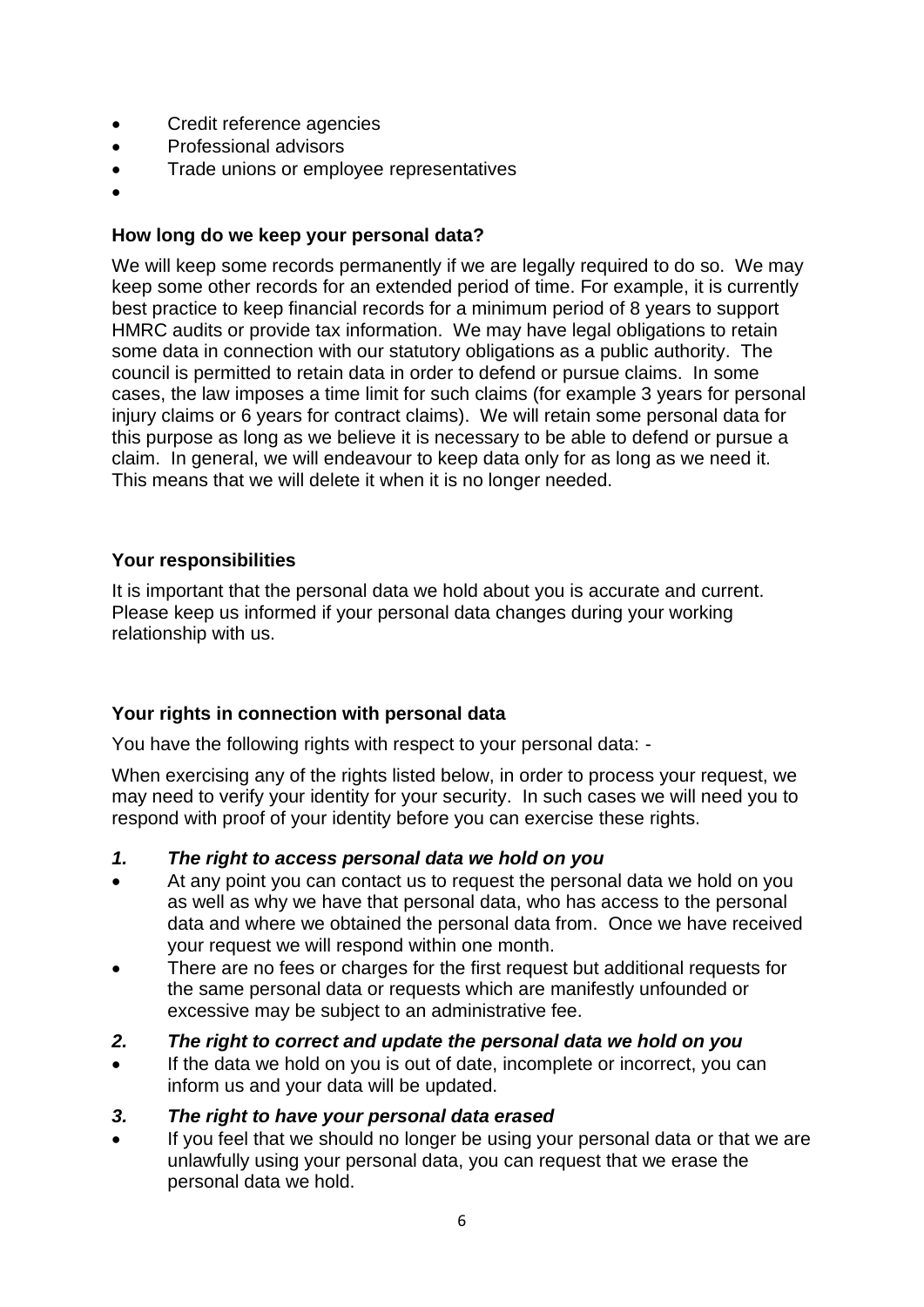- Credit reference agencies
- Professional advisors
- Trade unions or employee representatives
-

### How long do we keep your personal data?

We will keep some records permanently if we are legally required to do so. We may keep some other records for an extended period of time. For example, it is currently best practice to keep financial records for a minimum period of 8 years to support HMRC audits or provide tax information. We may have legal obligations to retain some data in connection with our statutory obligations as a public authority. The council is permitted to retain data in order to defend or pursue claims. In some cases, the law imposes a time limit for such claims (for example 3 years for personal injury claims or 6 years for contract claims). We will retain some personal data for this purpose as long as we believe it is necessary to be able to defend or pursue a claim. In general, we will endeavour to keep data only for as long as we need it. This means that we will delete it when it is no longer needed.

### Your responsibilities

It is important that the personal data we hold about you is accurate and current. Please keep us informed if your personal data changes during your working relationship with us.

### Your rights in connection with personal data

You have the following rights with respect to your personal data: -

When exercising any of the rights listed below, in order to process your request, we may need to verify your identity for your security. In such cases we will need you to respond with proof of your identity before you can exercise these rights.

***1. The right to access personal data we hold on you***

- At any point you can contact us to request the personal data we hold on you as well as why we have that personal data, who has access to the personal data and where we obtained the personal data from. Once we have received your request we will respond within one month.
- There are no fees or charges for the first request but additional requests for the same personal data or requests which are manifestly unfounded or excessive may be subject to an administrative fee.

***2. The right to correct and update the personal data we hold on you***

- If the data we hold on you is out of date, incomplete or incorrect, you can inform us and your data will be updated.

***3. The right to have your personal data erased***

- If you feel that we should no longer be using your personal data or that we are unlawfully using your personal data, you can request that we erase the personal data we hold.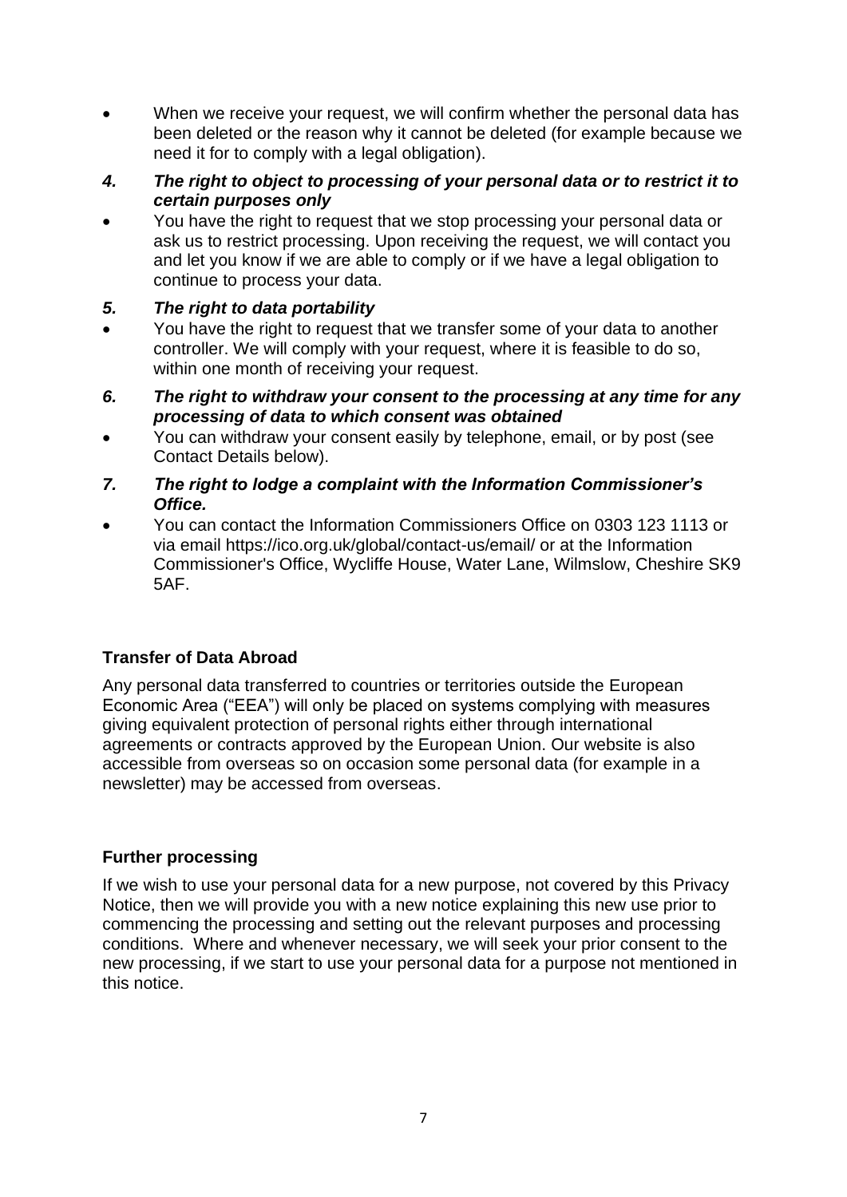- When we receive your request, we will confirm whether the personal data has been deleted or the reason why it cannot be deleted (for example because we need it for to comply with a legal obligation).

***4. The right to object to processing of your personal data or to restrict it to certain purposes only***

- You have the right to request that we stop processing your personal data or ask us to restrict processing. Upon receiving the request, we will contact you and let you know if we are able to comply or if we have a legal obligation to continue to process your data.

***5. The right to data portability***

- You have the right to request that we transfer some of your data to another controller. We will comply with your request, where it is feasible to do so, within one month of receiving your request.

***6. The right to withdraw your consent to the processing at any time for any processing of data to which consent was obtained***

- You can withdraw your consent easily by telephone, email, or by post (see Contact Details below).

***7. The right to lodge a complaint with the Information Commissioner's Office.***

- You can contact the Information Commissioners Office on 0303 123 1113 or via email https://ico.org.uk/global/contact-us/email/ or at the Information Commissioner's Office, Wycliffe House, Water Lane, Wilmslow, Cheshire SK9 5AF.

**Transfer of Data Abroad**

Any personal data transferred to countries or territories outside the European Economic Area ("EEA") will only be placed on systems complying with measures giving equivalent protection of personal rights either through international agreements or contracts approved by the European Union. Our website is also accessible from overseas so on occasion some personal data (for example in a newsletter) may be accessed from overseas.

**Further processing**

If we wish to use your personal data for a new purpose, not covered by this Privacy Notice, then we will provide you with a new notice explaining this new use prior to commencing the processing and setting out the relevant purposes and processing conditions. Where and whenever necessary, we will seek your prior consent to the new processing, if we start to use your personal data for a purpose not mentioned in this notice.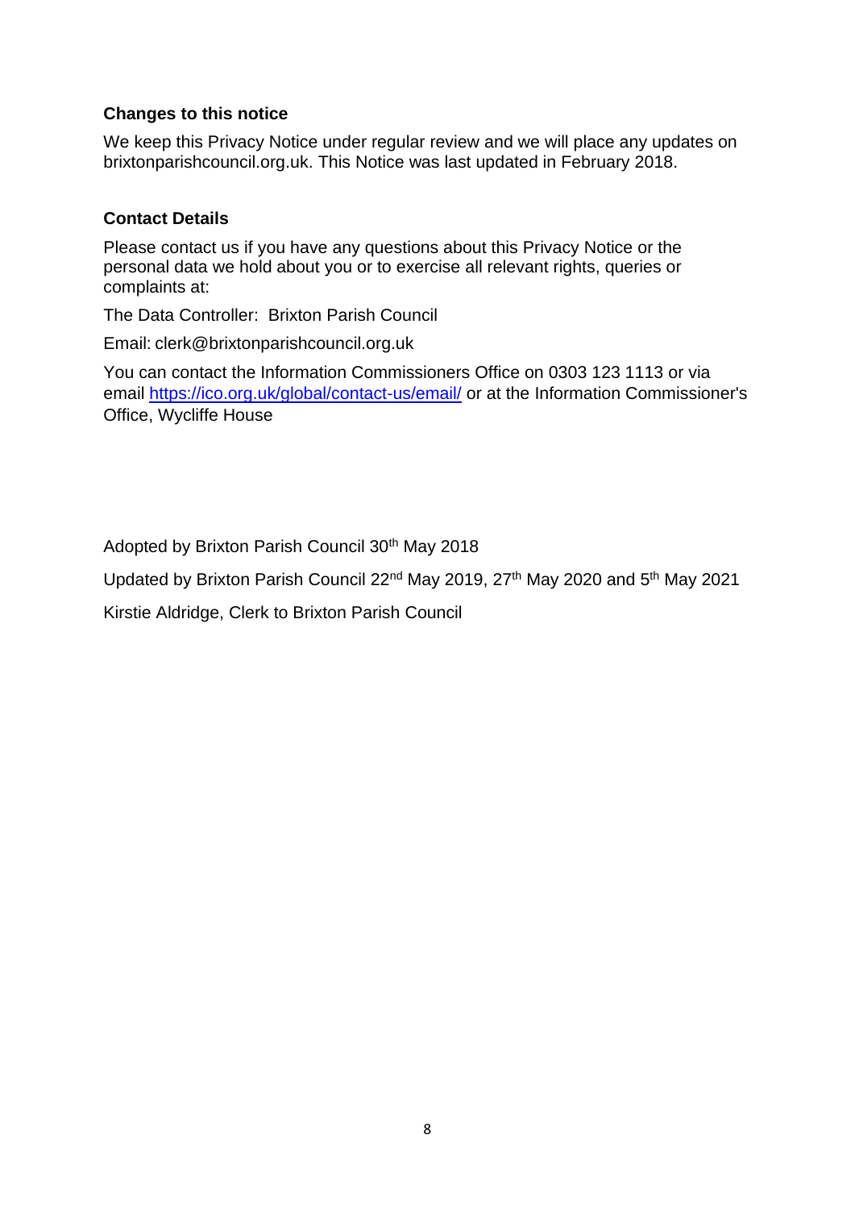### Changes to this notice

We keep this Privacy Notice under regular review and we will place any updates on brixtonparishcouncil.org.uk. This Notice was last updated in February 2018.

### Contact Details

Please contact us if you have any questions about this Privacy Notice or the personal data we hold about you or to exercise all relevant rights, queries or complaints at:

The Data Controller: Brixton Parish Council

Email: clerk@brixtonparishcouncil.org.uk

You can contact the Information Commissioners Office on 0303 123 1113 or via email https://ico.org.uk/global/contact-us/email/ or at the Information Commissioner's Office, Wycliffe House

Adopted by Brixton Parish Council 30th May 2018

Updated by Brixton Parish Council 22nd May 2019, 27th May 2020 and 5th May 2021

Kirstie Aldridge, Clerk to Brixton Parish Council